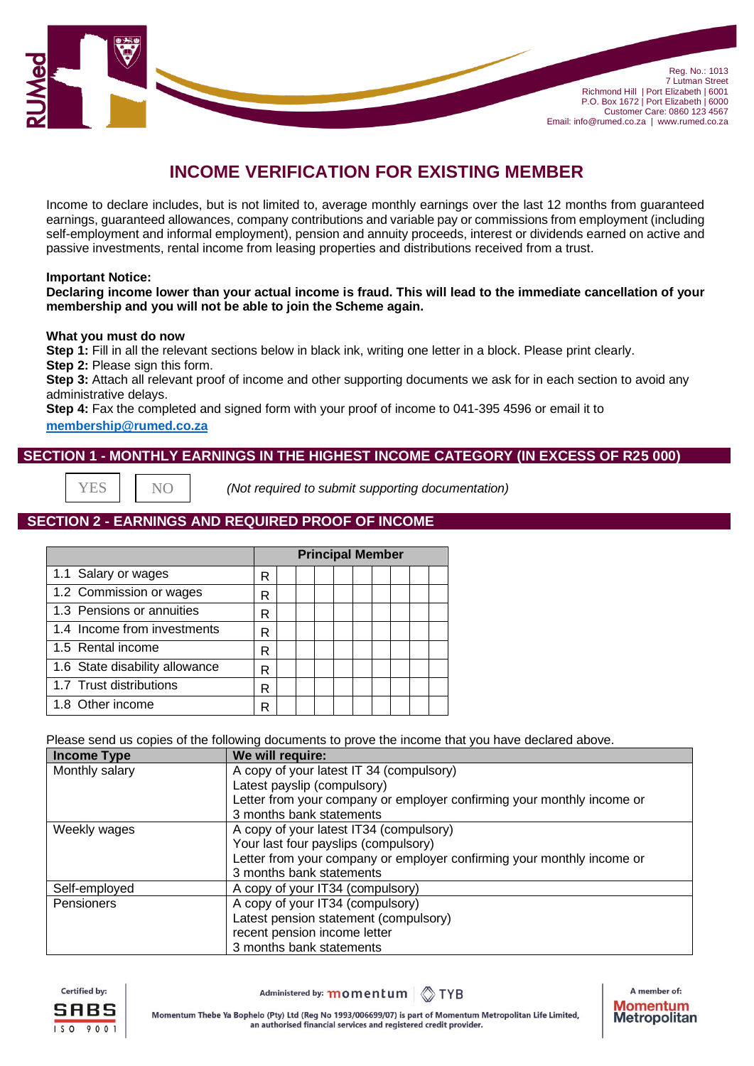Reg. No.: 1013
7 Lutman Street
Richmond Hill | Port Elizabeth | 6001
P.O. Box 1672 | Port Elizabeth | 6000
Customer Care: 0860 123 4567
Email: info@rumed.co.za | www.rumed.co.za

# INCOME VERIFICATION FOR EXISTING MEMBER

Income to declare includes, but is not limited to, average monthly earnings over the last 12 months from guaranteed earnings, guaranteed allowances, company contributions and variable pay or commissions from employment (including self-employment and informal employment), pension and annuity proceeds, interest or dividends earned on active and passive investments, rental income from leasing properties and distributions received from a trust.

**Important Notice:**
**Declaring income lower than your actual income is fraud. This will lead to the immediate cancellation of your membership and you will not be able to join the Scheme again.**

**What you must do now**
**Step 1:** Fill in all the relevant sections below in black ink, writing one letter in a block. Please print clearly.
**Step 2:** Please sign this form.
**Step 3:** Attach all relevant proof of income and other supporting documents we ask for in each section to avoid any administrative delays.
**Step 4:** Fax the completed and signed form with your proof of income to 041-395 4596 or email it to [membership@rumed.co.za](mailto:membership@rumed.co.za)

## SECTION 1 - MONTHLY EARNINGS IN THE HIGHEST INCOME CATEGORY (IN EXCESS OF R25 000)

YES NO *(Not required to submit supporting documentation)*

## SECTION 2 - EARNINGS AND REQUIRED PROOF OF INCOME

| | Principal Member | | | | | | | | | |
|---|---|---|---|---|---|---|---|---|---|---|
| 1.1 Salary or wages | R | | | | | | | | | |
| 1.2 Commission or wages | R | | | | | | | | | |
| 1.3 Pensions or annuities | R | | | | | | | | | |
| 1.4 Income from investments | R | | | | | | | | | |
| 1.5 Rental income | R | | | | | | | | | |
| 1.6 State disability allowance | R | | | | | | | | | |
| 1.7 Trust distributions | R | | | | | | | | | |
| 1.8 Other income | R | | | | | | | | | |

Please send us copies of the following documents to prove the income that you have declared above.

| Income Type | We will require: |
|---|---|
| Monthly salary | A copy of your latest IT 34 (compulsory)<br>Latest payslip (compulsory)<br>Letter from your company or employer confirming your monthly income or<br>3 months bank statements |
| Weekly wages | A copy of your latest IT34 (compulsory)<br>Your last four payslips (compulsory)<br>Letter from your company or employer confirming your monthly income or<br>3 months bank statements |
| Self-employed | A copy of your IT34 (compulsory) |
| Pensioners | A copy of your IT34 (compulsory)<br>Latest pension statement (compulsory)<br>recent pension income letter<br>3 months bank statements |

Certified by: SABS ISO 9001

Administered by: momentum TYB

Momentum Thebe Ya Bophelo (Pty) Ltd (Reg No 1993/006699/07) is part of Momentum Metropolitan Life Limited, an authorised financial services and registered credit provider.

A member of: Momentum Metropolitan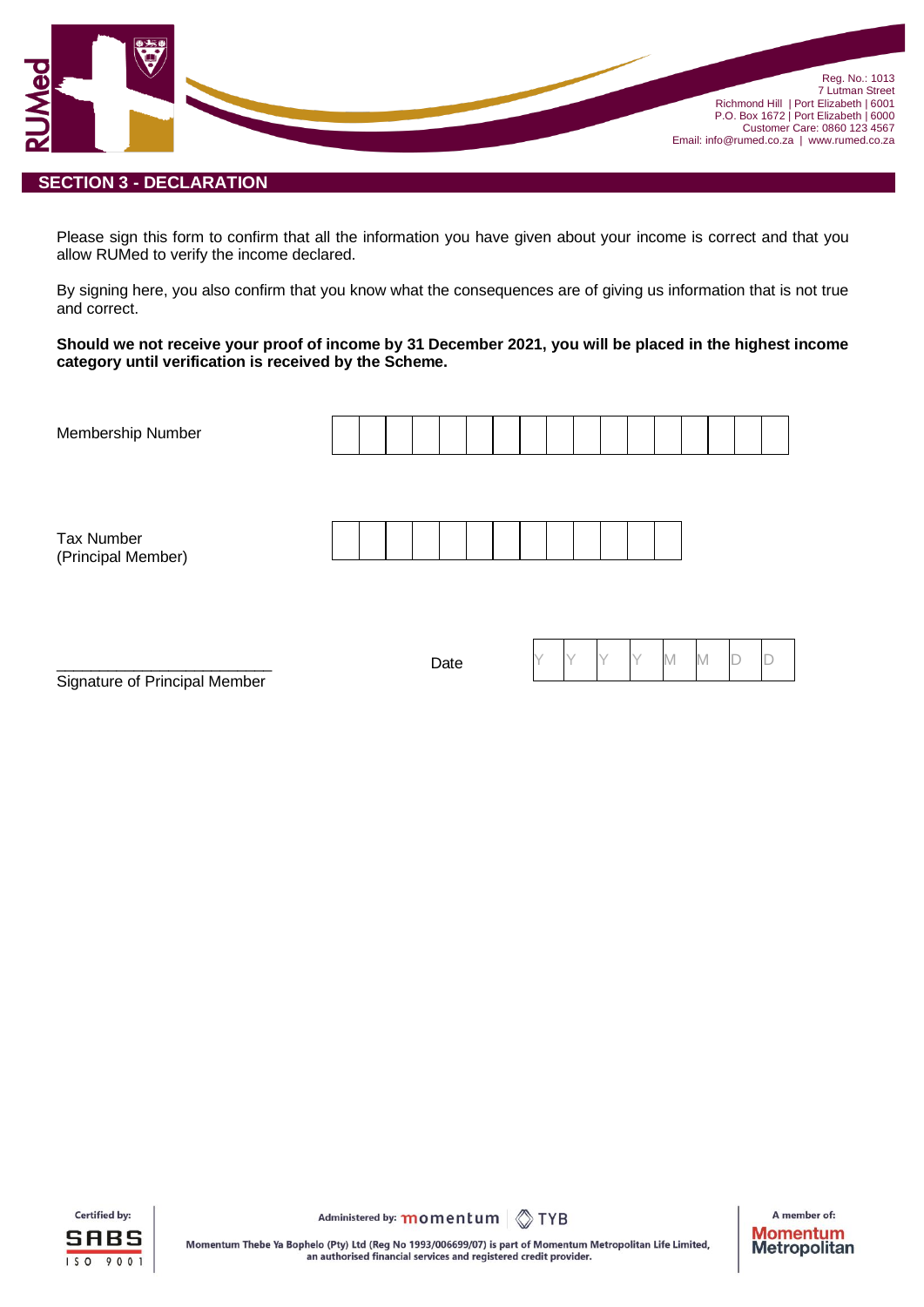Reg. No.: 1013
7 Lutman Street
Richmond Hill | Port Elizabeth | 6001
P.O. Box 1672 | Port Elizabeth | 6000
Customer Care: 0860 123 4567
Email: info@rumed.co.za | www.rumed.co.za

## SECTION 3 - DECLARATION

Please sign this form to confirm that all the information you have given about your income is correct and that you allow RUMed to verify the income declared.

By signing here, you also confirm that you know what the consequences are of giving us information that is not true and correct.

**Should we not receive your proof of income by 31 December 2021, you will be placed in the highest income category until verification is received by the Scheme.**

Membership Number

| | | | | | | | | | | | | | | | | |
|---|---|---|---|---|---|---|---|---|---|---|---|---|---|---|---|---|
| | | | | | | | | | | | | | | | | |

Tax Number
(Principal Member)

| | | | | | | | | | | | | | |
|---|---|---|---|---|---|---|---|---|---|---|---|---|---|
| | | | | | | | | | | | | | |

_________________________
Signature of Principal Member

Date

| | | | | | | | |
|---|---|---|---|---|---|---|---|
| Y | Y | Y | Y | M | M | D | D |

Certified by: SABS ISO 9001

Administered by: momentum TYB

Momentum Thebe Ya Bophelo (Pty) Ltd (Reg No 1993/006699/07) is part of Momentum Metropolitan Life Limited, an authorised financial services and registered credit provider.

A member of: Momentum Metropolitan